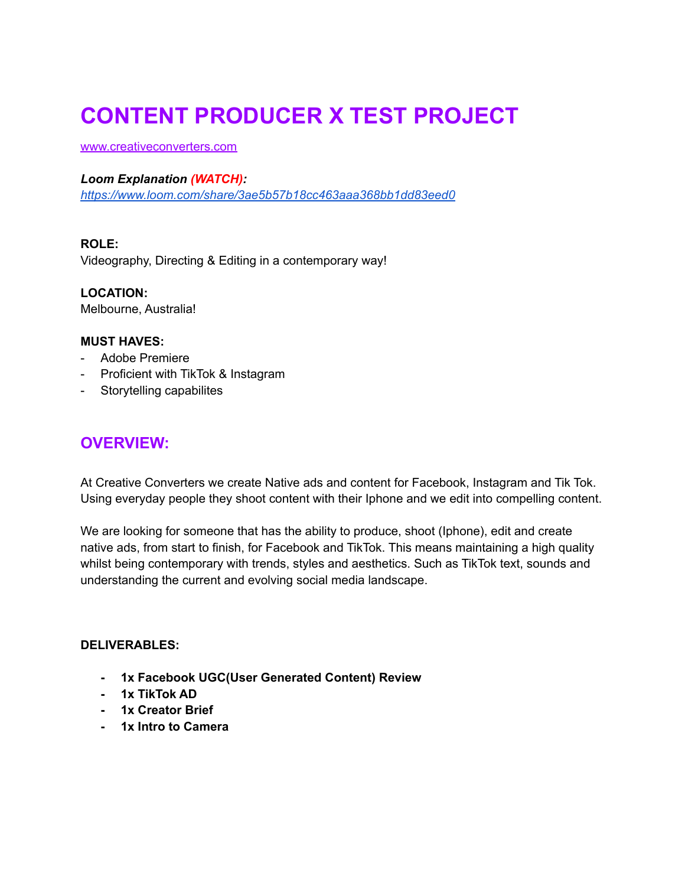# CONTENT PRODUCER X TEST PROJECT

[www.creativeconverters.com](http://www.creativeconverters.com)

***Loom Explanation (WATCH):***
*[https://www.loom.com/share/3ae5b57b18cc463aaa368bb1dd83eed0](https://www.loom.com/share/3ae5b57b18cc463aaa368bb1dd83eed0)*

**ROLE:**
Videography, Directing & Editing in a contemporary way!

**LOCATION:**
Melbourne, Australia!

**MUST HAVES:**
- Adobe Premiere
- Proficient with TikTok & Instagram
- Storytelling capabilites

## OVERVIEW:

At Creative Converters we create Native ads and content for Facebook, Instagram and Tik Tok. Using everyday people they shoot content with their Iphone and we edit into compelling content.

We are looking for someone that has the ability to produce, shoot (Iphone), edit and create native ads, from start to finish, for Facebook and TikTok. This means maintaining a high quality whilst being contemporary with trends, styles and aesthetics. Such as TikTok text, sounds and understanding the current and evolving social media landscape.

**DELIVERABLES:**

- **1x Facebook UGC(User Generated Content) Review**
- **1x TikTok AD**
- **1x Creator Brief**
- **1x Intro to Camera**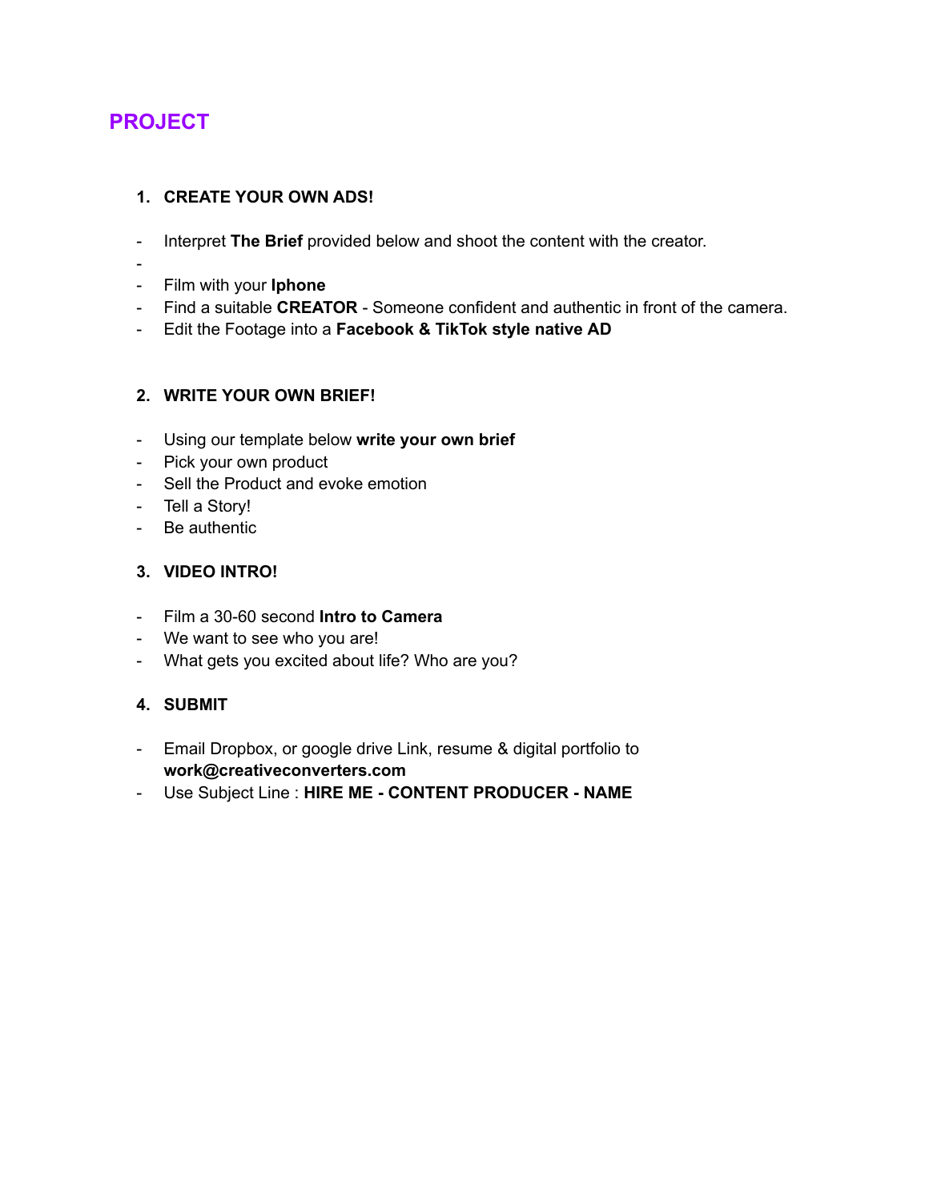## PROJECT

1. **CREATE YOUR OWN ADS!**

- Interpret **The Brief** provided below and shoot the content with the creator.
-
- Film with your **Iphone**
- Find a suitable **CREATOR** - Someone confident and authentic in front of the camera.
- Edit the Footage into a **Facebook & TikTok style native AD**

2. **WRITE YOUR OWN BRIEF!**

- Using our template below **write your own brief**
- Pick your own product
- Sell the Product and evoke emotion
- Tell a Story!
- Be authentic

3. **VIDEO INTRO!**

- Film a 30-60 second **Intro to Camera**
- We want to see who you are!
- What gets you excited about life? Who are you?

4. **SUBMIT**

- Email Dropbox, or google drive Link, resume & digital portfolio to **work@creativeconverters.com**
- Use Subject Line : **HIRE ME - CONTENT PRODUCER - NAME**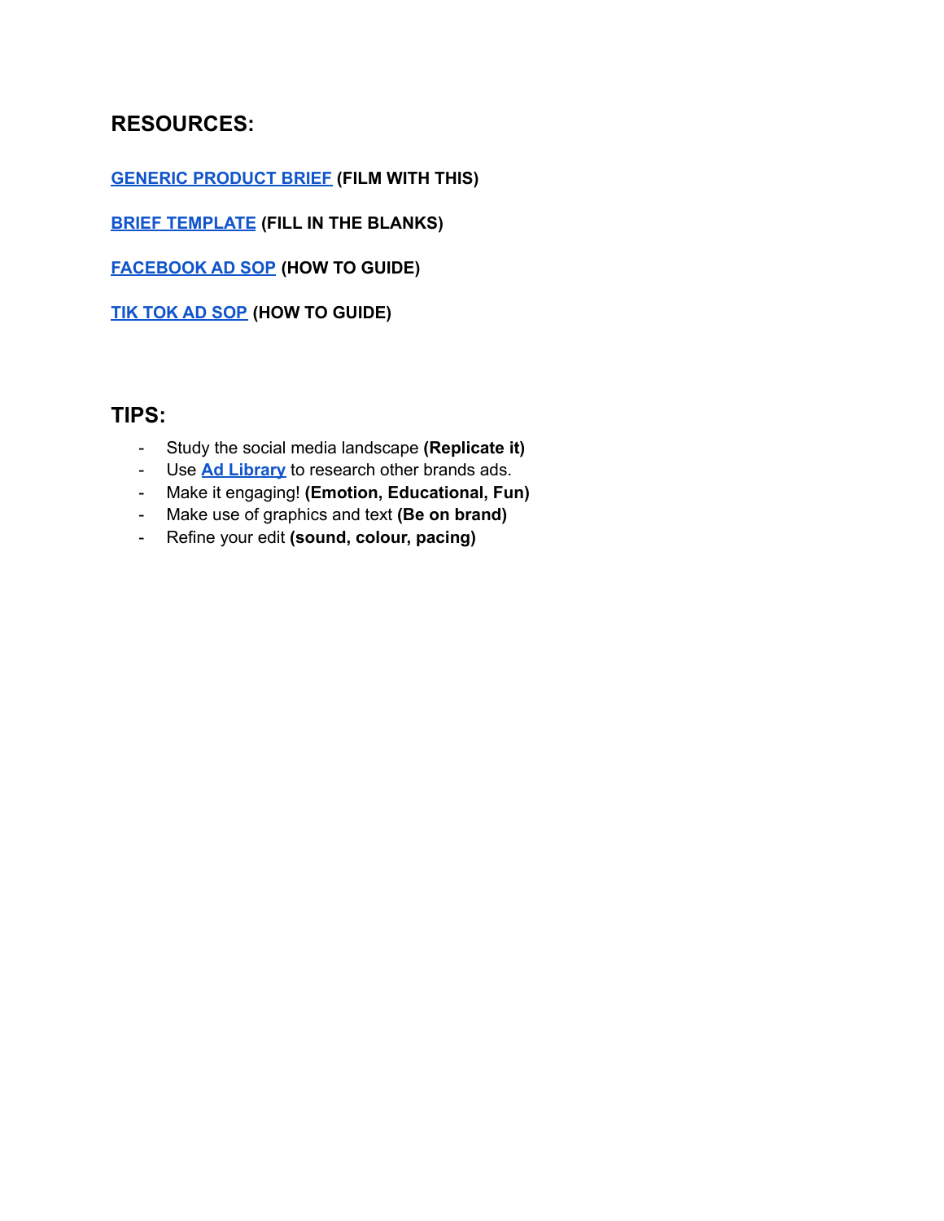## RESOURCES:

**GENERIC PRODUCT BRIEF (FILM WITH THIS)**

**BRIEF TEMPLATE (FILL IN THE BLANKS)**

**FACEBOOK AD SOP (HOW TO GUIDE)**

**TIK TOK AD SOP (HOW TO GUIDE)**

## TIPS:

- Study the social media landscape **(Replicate it)**
- Use **Ad Library** to research other brands ads.
- Make it engaging! **(Emotion, Educational, Fun)**
- Make use of graphics and text **(Be on brand)**
- Refine your edit **(sound, colour, pacing)**